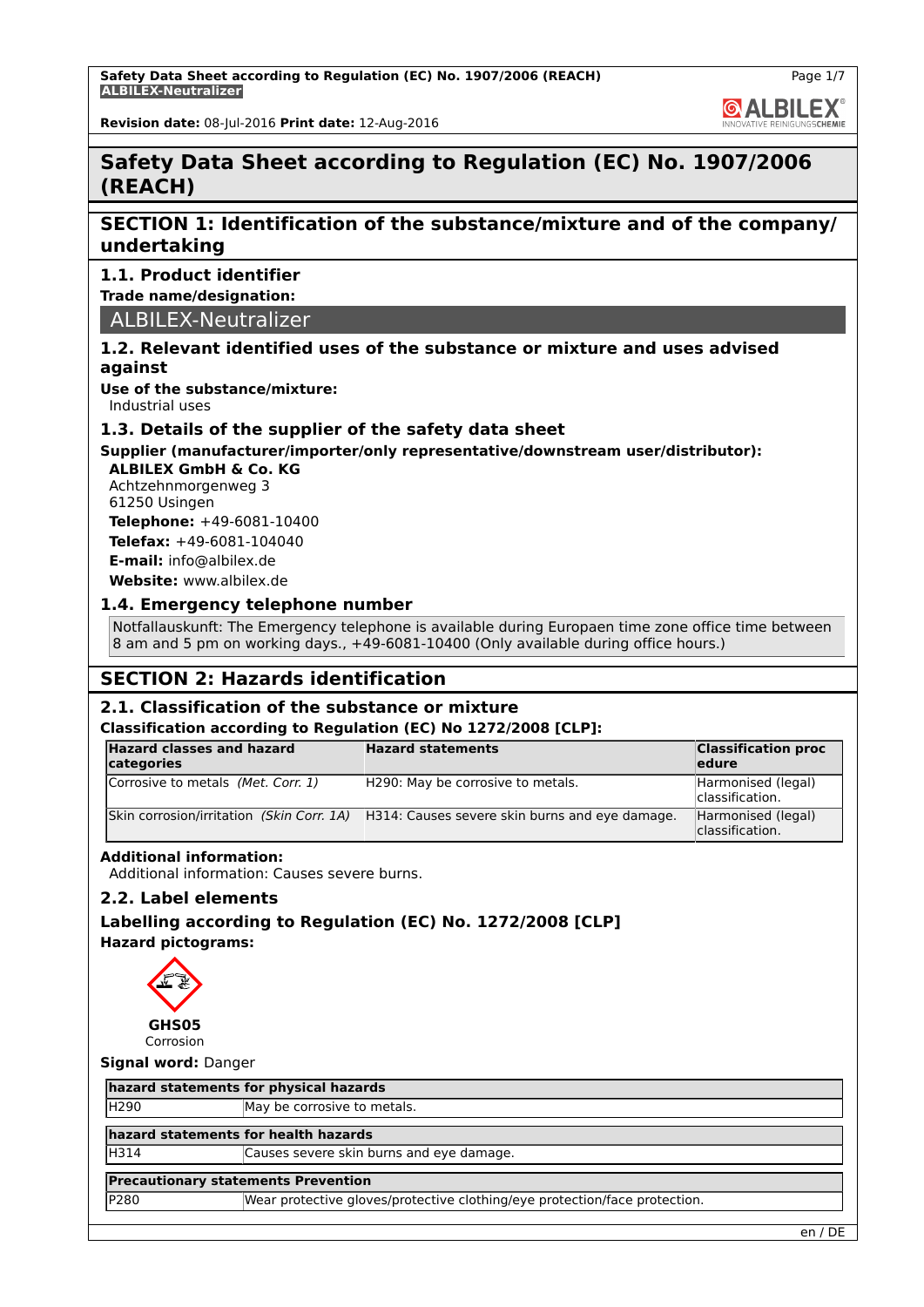# Safety Data Sheet according to Regulation (EC) No. 1907/2006 (REACH)

## SECTION 1: Identification of the substance/mixture and of the company/ undertaking

### 1.1. Product identifier

**Trade name/designation:**

ALBILEX-Neutralizer

### 1.2. Relevant identified uses of the substance or mixture and uses advised against

**Use of the substance/mixture:**
Industrial uses

### 1.3. Details of the supplier of the safety data sheet

**Supplier (manufacturer/importer/only representative/downstream user/distributor):**

**ALBILEX GmbH & Co. KG**
Achtzehnmorgenweg 3
61250 Usingen
**Telephone:** +49-6081-10400
**Telefax:** +49-6081-104040
**E-mail:** info@albilex.de
**Website:** www.albilex.de

### 1.4. Emergency telephone number

Notfallauskunft: The Emergency telephone is available during Europaen time zone office time between 8 am and 5 pm on working days., +49-6081-10400 (Only available during office hours.)

## SECTION 2: Hazards identification

### 2.1. Classification of the substance or mixture

**Classification according to Regulation (EC) No 1272/2008 [CLP]:**

| Hazard classes and hazard categories | Hazard statements | Classification procedure |
|---|---|---|
| Corrosive to metals *(Met. Corr. 1)* | H290: May be corrosive to metals. | Harmonised (legal) classification. |
| Skin corrosion/irritation *(Skin Corr. 1A)* | H314: Causes severe skin burns and eye damage. | Harmonised (legal) classification. |

**Additional information:**
Additional information: Causes severe burns.

### 2.2. Label elements

**Labelling according to Regulation (EC) No. 1272/2008 [CLP]**

**Hazard pictograms:**

**GHS05**
Corrosion

**Signal word:** Danger

| hazard statements for physical hazards | |
|---|---|
| H290 | May be corrosive to metals. |

| hazard statements for health hazards | |
|---|---|
| H314 | Causes severe skin burns and eye damage. |

| Precautionary statements Prevention | |
|---|---|
| P280 | Wear protective gloves/protective clothing/eye protection/face protection. |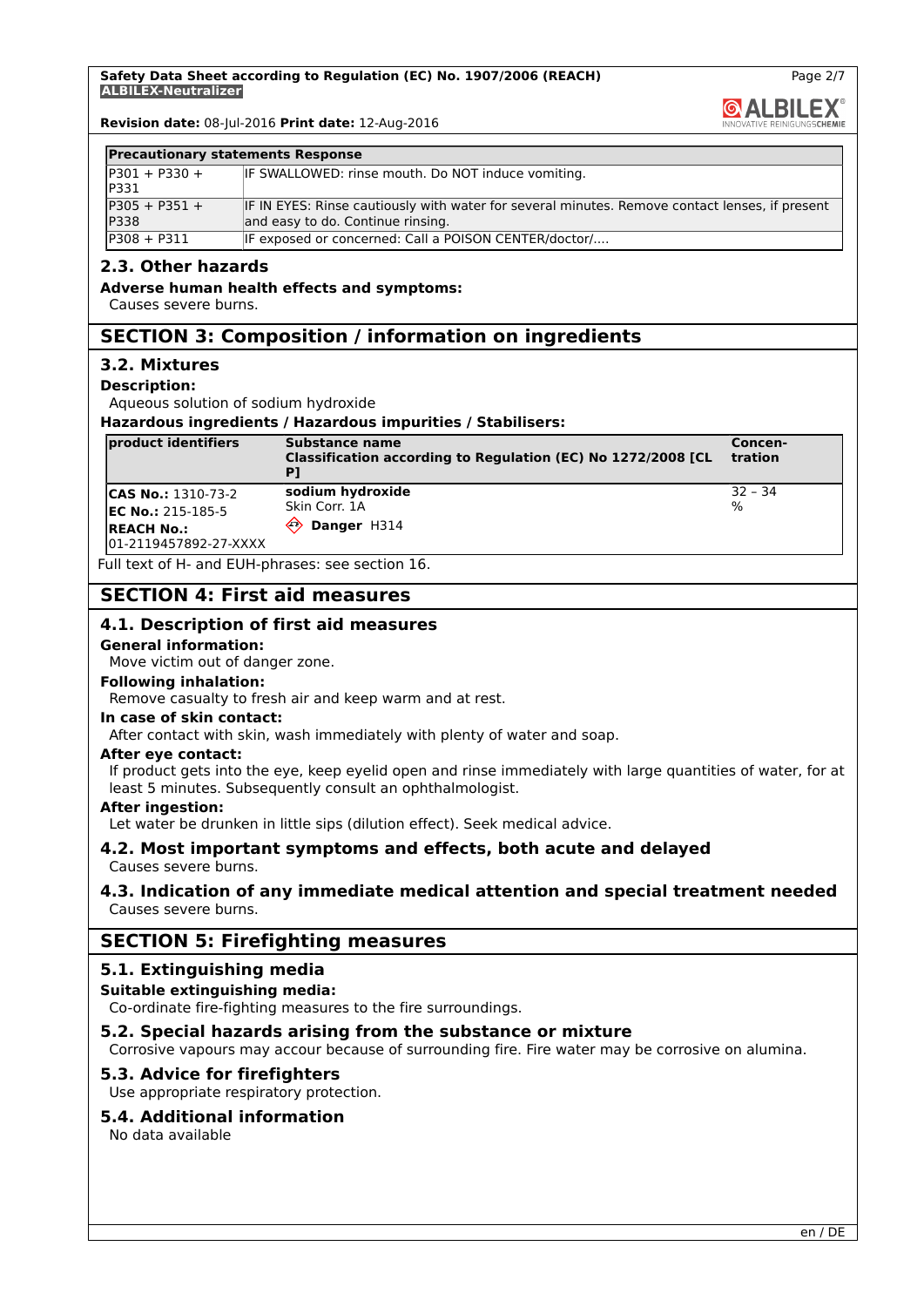| Precautionary statements Response | |
|---|---|
| P301 + P330 + P331 | IF SWALLOWED: rinse mouth. Do NOT induce vomiting. |
| P305 + P351 + P338 | IF IN EYES: Rinse cautiously with water for several minutes. Remove contact lenses, if present and easy to do. Continue rinsing. |
| P308 + P311 | IF exposed or concerned: Call a POISON CENTER/doctor/.... |

## 2.3. Other hazards

**Adverse human health effects and symptoms:**

Causes severe burns.

# SECTION 3: Composition / information on ingredients

## 3.2. Mixtures

**Description:**

Aqueous solution of sodium hydroxide

**Hazardous ingredients / Hazardous impurities / Stabilisers:**

| product identifiers | Substance name<br>Classification according to Regulation (EC) No 1272/2008 [CLP] | Concen-tration |
|---|---|---|
| **CAS No.:** 1310-73-2<br>**EC No.:** 215-185-5<br>**REACH No.:** 01-2119457892-27-XXXX | **sodium hydroxide**<br>Skin Corr. 1A<br>**Danger** H314 | 32 – 34 % |

Full text of H- and EUH-phrases: see section 16.

# SECTION 4: First aid measures

## 4.1. Description of first aid measures

**General information:**

Move victim out of danger zone.

**Following inhalation:**

Remove casualty to fresh air and keep warm and at rest.

**In case of skin contact:**

After contact with skin, wash immediately with plenty of water and soap.

**After eye contact:**

If product gets into the eye, keep eyelid open and rinse immediately with large quantities of water, for at least 5 minutes. Subsequently consult an ophthalmologist.

**After ingestion:**

Let water be drunken in little sips (dilution effect). Seek medical advice.

## 4.2. Most important symptoms and effects, both acute and delayed

Causes severe burns.

## 4.3. Indication of any immediate medical attention and special treatment needed

Causes severe burns.

# SECTION 5: Firefighting measures

## 5.1. Extinguishing media

**Suitable extinguishing media:**

Co-ordinate fire-fighting measures to the fire surroundings.

## 5.2. Special hazards arising from the substance or mixture

Corrosive vapours may accour because of surrounding fire. Fire water may be corrosive on alumina.

## 5.3. Advice for firefighters

Use appropriate respiratory protection.

## 5.4. Additional information

No data available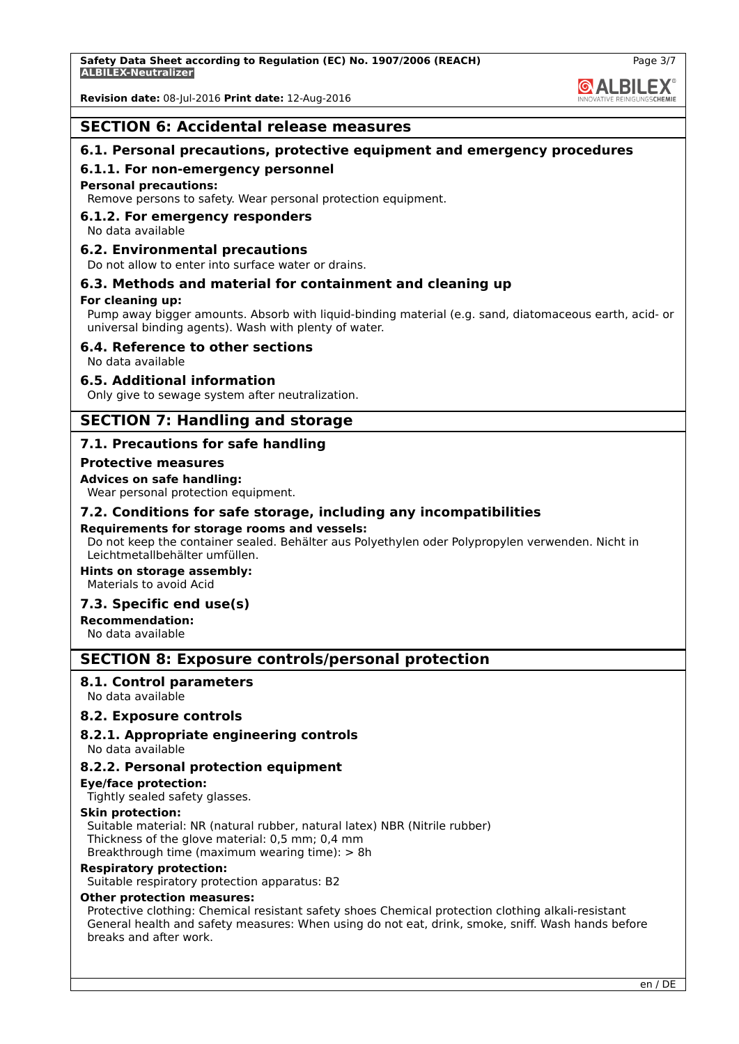## SECTION 6: Accidental release measures

### 6.1. Personal precautions, protective equipment and emergency procedures

#### 6.1.1. For non-emergency personnel

**Personal precautions:**

Remove persons to safety. Wear personal protection equipment.

#### 6.1.2. For emergency responders

No data available

### 6.2. Environmental precautions

Do not allow to enter into surface water or drains.

### 6.3. Methods and material for containment and cleaning up

**For cleaning up:**

Pump away bigger amounts. Absorb with liquid-binding material (e.g. sand, diatomaceous earth, acid- or universal binding agents). Wash with plenty of water.

### 6.4. Reference to other sections

No data available

### 6.5. Additional information

Only give to sewage system after neutralization.

## SECTION 7: Handling and storage

### 7.1. Precautions for safe handling

**Protective measures**

**Advices on safe handling:**

Wear personal protection equipment.

### 7.2. Conditions for safe storage, including any incompatibilities

**Requirements for storage rooms and vessels:**

Do not keep the container sealed. Behälter aus Polyethylen oder Polypropylen verwenden. Nicht in Leichtmetallbehälter umfüllen.

**Hints on storage assembly:**

Materials to avoid Acid

### 7.3. Specific end use(s)

**Recommendation:**

No data available

## SECTION 8: Exposure controls/personal protection

### 8.1. Control parameters

No data available

### 8.2. Exposure controls

#### 8.2.1. Appropriate engineering controls

No data available

#### 8.2.2. Personal protection equipment

**Eye/face protection:**

Tightly sealed safety glasses.

**Skin protection:**

Suitable material: NR (natural rubber, natural latex) NBR (Nitrile rubber)
Thickness of the glove material: 0,5 mm; 0,4 mm
Breakthrough time (maximum wearing time): > 8h

**Respiratory protection:**

Suitable respiratory protection apparatus: B2

**Other protection measures:**

Protective clothing: Chemical resistant safety shoes Chemical protection clothing alkali-resistant
General health and safety measures: When using do not eat, drink, smoke, sniff. Wash hands before breaks and after work.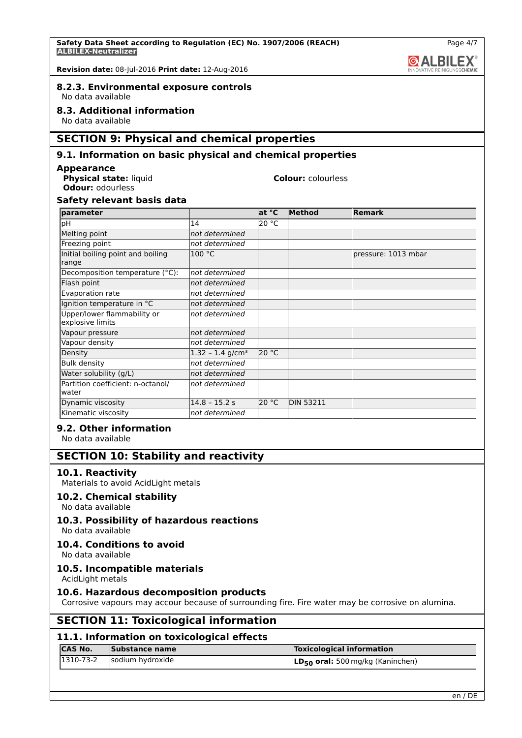#### 8.2.3. Environmental exposure controls

No data available

### 8.3. Additional information

No data available

## SECTION 9: Physical and chemical properties

### 9.1. Information on basic physical and chemical properties

**Appearance**

**Physical state:** liquid

**Colour:** colourless

**Odour:** odourless

**Safety relevant basis data**

| parameter | | at °C | Method | Remark |
|---|---|---|---|---|
| pH | 14 | 20 °C | | |
| Melting point | *not determined* | | | |
| Freezing point | *not determined* | | | |
| Initial boiling point and boiling range | 100 °C | | | pressure: 1013 mbar |
| Decomposition temperature (°C): | *not determined* | | | |
| Flash point | *not determined* | | | |
| Evaporation rate | *not determined* | | | |
| Ignition temperature in °C | *not determined* | | | |
| Upper/lower flammability or explosive limits | *not determined* | | | |
| Vapour pressure | *not determined* | | | |
| Vapour density | *not determined* | | | |
| Density | 1.32 – 1.4 g/cm³ | 20 °C | | |
| Bulk density | *not determined* | | | |
| Water solubility (g/L) | *not determined* | | | |
| Partition coefficient: n-octanol/water | *not determined* | | | |
| Dynamic viscosity | 14.8 – 15.2 s | 20 °C | DIN 53211 | |
| Kinematic viscosity | *not determined* | | | |

### 9.2. Other information

No data available

## SECTION 10: Stability and reactivity

### 10.1. Reactivity

Materials to avoid AcidLight metals

### 10.2. Chemical stability

No data available

### 10.3. Possibility of hazardous reactions

No data available

### 10.4. Conditions to avoid

No data available

### 10.5. Incompatible materials

AcidLight metals

### 10.6. Hazardous decomposition products

Corrosive vapours may accour because of surrounding fire. Fire water may be corrosive on alumina.

## SECTION 11: Toxicological information

### 11.1. Information on toxicological effects

| CAS No. | Substance name | Toxicological information |
|---|---|---|
| 1310-73-2 | sodium hydroxide | **$LD_{50}$ oral:** 500 mg/kg (Kaninchen) |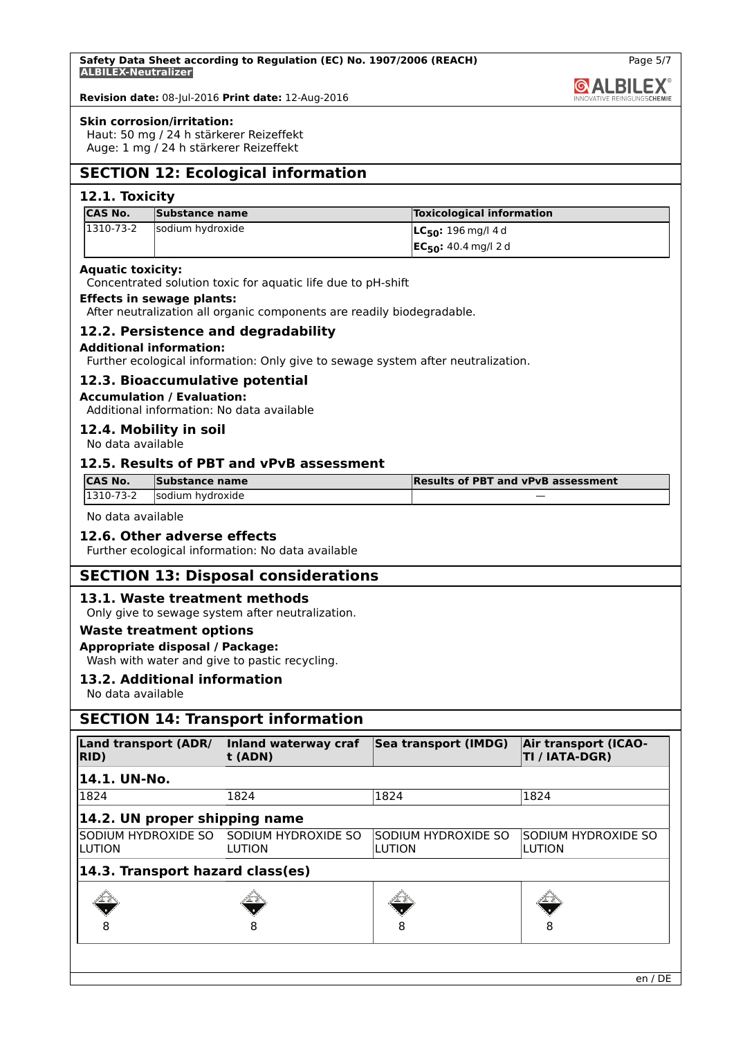**Skin corrosion/irritation:**

Haut: 50 mg / 24 h stärkerer Reizeffekt
Auge: 1 mg / 24 h stärkerer Reizeffekt

## SECTION 12: Ecological information

### 12.1. Toxicity

| CAS No. | Substance name | Toxicological information |
|---|---|---|
| 1310-73-2 | sodium hydroxide | $LC_{50}$: 196 mg/l 4 d<br>$EC_{50}$: 40.4 mg/l 2 d |

**Aquatic toxicity:**

Concentrated solution toxic for aquatic life due to pH-shift

**Effects in sewage plants:**

After neutralization all organic components are readily biodegradable.

### 12.2. Persistence and degradability

**Additional information:**

Further ecological information: Only give to sewage system after neutralization.

### 12.3. Bioaccumulative potential

**Accumulation / Evaluation:**

Additional information: No data available

### 12.4. Mobility in soil

No data available

### 12.5. Results of PBT and vPvB assessment

| CAS No. | Substance name | Results of PBT and vPvB assessment |
|---|---|---|
| 1310-73-2 | sodium hydroxide | — |

No data available

### 12.6. Other adverse effects

Further ecological information: No data available

## SECTION 13: Disposal considerations

### 13.1. Waste treatment methods

Only give to sewage system after neutralization.

**Waste treatment options**

**Appropriate disposal / Package:**

Wash with water and give to pastic recycling.

### 13.2. Additional information

No data available

## SECTION 14: Transport information

| Land transport (ADR/RID) | Inland waterway craft (ADN) | Sea transport (IMDG) | Air transport (ICAO-TI / IATA-DGR) |
|---|---|---|---|
| **14.1. UN-No.** | | | |
| 1824 | 1824 | 1824 | 1824 |
| **14.2. UN proper shipping name** | | | |
| SODIUM HYDROXIDE SOLUTION | SODIUM HYDROXIDE SOLUTION | SODIUM HYDROXIDE SOLUTION | SODIUM HYDROXIDE SOLUTION |
| **14.3. Transport hazard class(es)** | | | |
| 8 | 8 | 8 | 8 |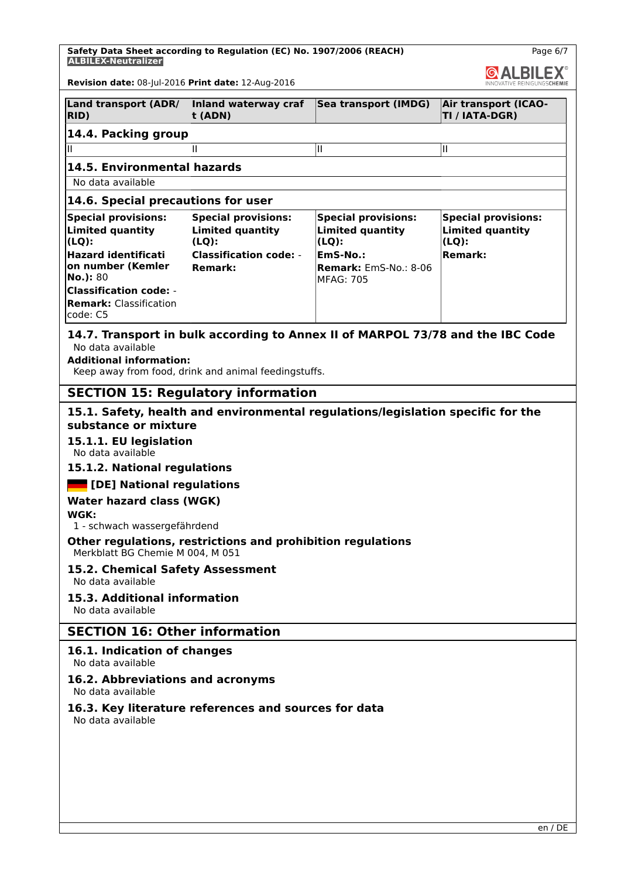| Land transport (ADR/RID) | Inland waterway craft (ADN) | Sea transport (IMDG) | Air transport (ICAO-TI / IATA-DGR) |
|---|---|---|---|
| **14.4. Packing group** | | | |
| II | II | II | II |
| **14.5. Environmental hazards** | | | |
| No data available | | | |
| **14.6. Special precautions for user** | | | |
| **Special provisions:** **Limited quantity (LQ):** **Hazard identification number (Kemler No.):** 80 **Classification code:** - **Remark:** Classification code: C5 | **Special provisions:** **Limited quantity (LQ):** **Classification code:** - **Remark:** | **Special provisions:** **Limited quantity (LQ):** **EmS-No.:** **Remark:** EmS-No.: 8-06 MFAG: 705 | **Special provisions:** **Limited quantity (LQ):** **Remark:** |

### 14.7. Transport in bulk according to Annex II of MARPOL 73/78 and the IBC Code

No data available

**Additional information:**

Keep away from food, drink and animal feedingstuffs.

## SECTION 15: Regulatory information

### 15.1. Safety, health and environmental regulations/legislation specific for the substance or mixture

#### 15.1.1. EU legislation

No data available

#### 15.1.2. National regulations

**[DE] National regulations**

**Water hazard class (WGK)**

**WGK:**

1 - schwach wassergefährdend

**Other regulations, restrictions and prohibition regulations**

Merkblatt BG Chemie M 004, M 051

### 15.2. Chemical Safety Assessment

No data available

### 15.3. Additional information

No data available

## SECTION 16: Other information

### 16.1. Indication of changes

No data available

### 16.2. Abbreviations and acronyms

No data available

### 16.3. Key literature references and sources for data

No data available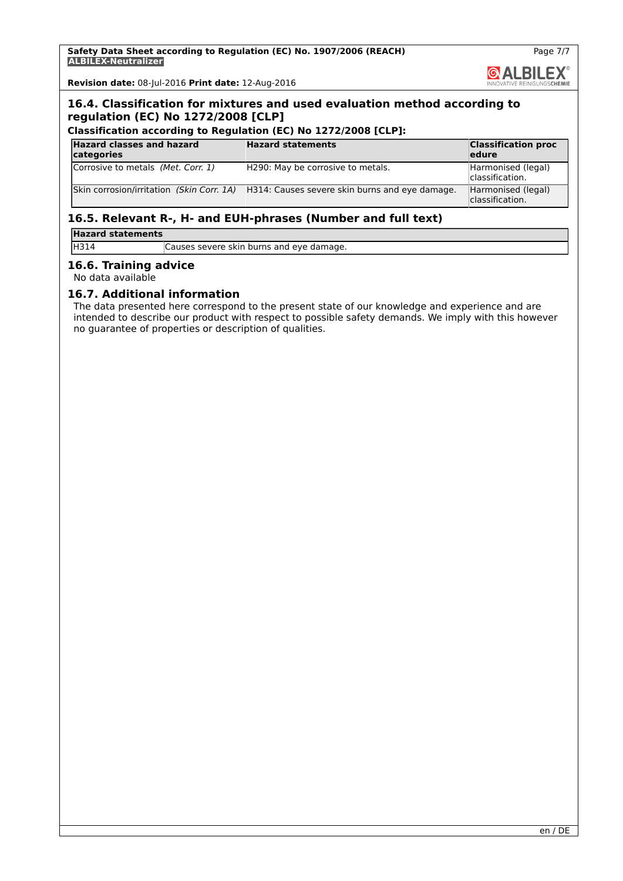## 16.4. Classification for mixtures and used evaluation method according to regulation (EC) No 1272/2008 [CLP]

**Classification according to Regulation (EC) No 1272/2008 [CLP]:**

| Hazard classes and hazard categories | Hazard statements | Classification procedure |
|---|---|---|
| Corrosive to metals *(Met. Corr. 1)* | H290: May be corrosive to metals. | Harmonised (legal) classification. |
| Skin corrosion/irritation *(Skin Corr. 1A)* | H314: Causes severe skin burns and eye damage. | Harmonised (legal) classification. |

## 16.5. Relevant R-, H- and EUH-phrases (Number and full text)

| Hazard statements | |
|---|---|
| H314 | Causes severe skin burns and eye damage. |

## 16.6. Training advice

No data available

## 16.7. Additional information

The data presented here correspond to the present state of our knowledge and experience and are intended to describe our product with respect to possible safety demands. We imply with this however no guarantee of properties or description of qualities.